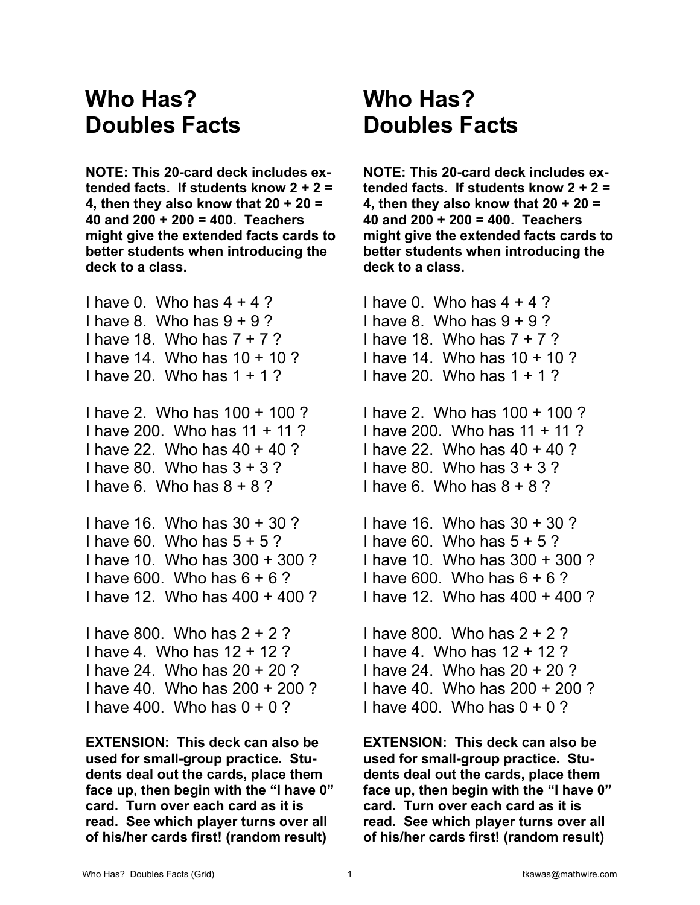# Who Has? Doubles Facts

**NOTE: This 20-card deck includes extended facts. If students know 2 + 2 = 4, then they also know that 20 + 20 = 40 and 200 + 200 = 400. Teachers might give the extended facts cards to better students when introducing the deck to a class.**

I have 0. Who has 4 + 4 ?
I have 8. Who has 9 + 9 ?
I have 18. Who has 7 + 7 ?
I have 14. Who has 10 + 10 ?
I have 20. Who has 1 + 1 ?

I have 2. Who has 100 + 100 ?
I have 200. Who has 11 + 11 ?
I have 22. Who has 40 + 40 ?
I have 80. Who has 3 + 3 ?
I have 6. Who has 8 + 8 ?

I have 16. Who has 30 + 30 ?
I have 60. Who has 5 + 5 ?
I have 10. Who has 300 + 300 ?
I have 600. Who has 6 + 6 ?
I have 12. Who has 400 + 400 ?

I have 800. Who has 2 + 2 ?
I have 4. Who has 12 + 12 ?
I have 24. Who has 20 + 20 ?
I have 40. Who has 200 + 200 ?
I have 400. Who has 0 + 0 ?

**EXTENSION: This deck can also be used for small-group practice. Students deal out the cards, place them face up, then begin with the "I have 0" card. Turn over each card as it is read. See which player turns over all of his/her cards first! (random result)**

# Who Has? Doubles Facts

**NOTE: This 20-card deck includes extended facts. If students know 2 + 2 = 4, then they also know that 20 + 20 = 40 and 200 + 200 = 400. Teachers might give the extended facts cards to better students when introducing the deck to a class.**

I have 0. Who has 4 + 4 ?
I have 8. Who has 9 + 9 ?
I have 18. Who has 7 + 7 ?
I have 14. Who has 10 + 10 ?
I have 20. Who has 1 + 1 ?

I have 2. Who has 100 + 100 ?
I have 200. Who has 11 + 11 ?
I have 22. Who has 40 + 40 ?
I have 80. Who has 3 + 3 ?
I have 6. Who has 8 + 8 ?

I have 16. Who has 30 + 30 ?
I have 60. Who has 5 + 5 ?
I have 10. Who has 300 + 300 ?
I have 600. Who has 6 + 6 ?
I have 12. Who has 400 + 400 ?

I have 800. Who has 2 + 2 ?
I have 4. Who has 12 + 12 ?
I have 24. Who has 20 + 20 ?
I have 40. Who has 200 + 200 ?
I have 400. Who has 0 + 0 ?

**EXTENSION: This deck can also be used for small-group practice. Students deal out the cards, place them face up, then begin with the "I have 0" card. Turn over each card as it is read. See which player turns over all of his/her cards first! (random result)**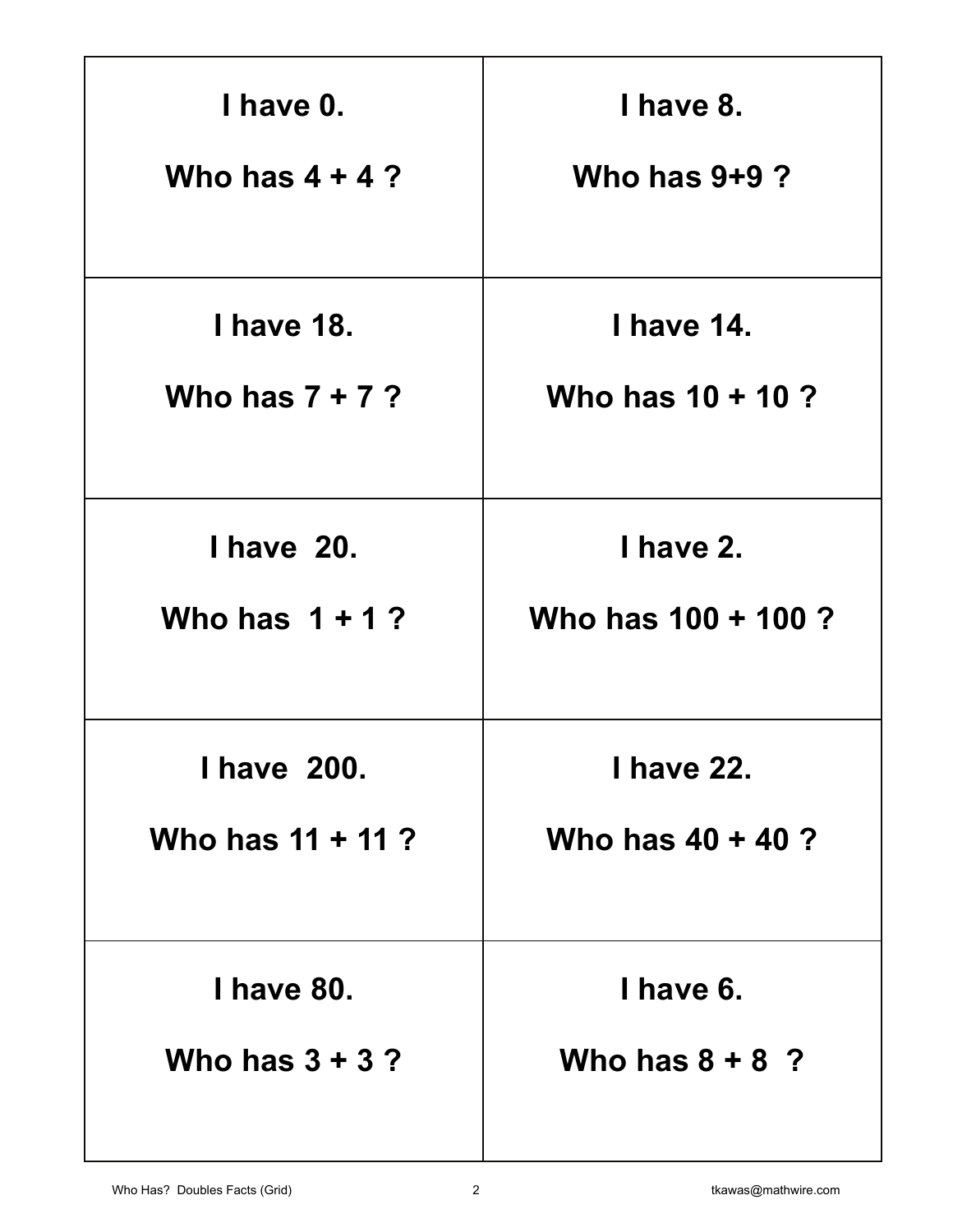| | |
|---|---|
| **I have 0.**<br><br>**Who has 4 + 4 ?** | **I have 8.**<br><br>**Who has 9+9 ?** |
| **I have 18.**<br><br>**Who has 7 + 7 ?** | **I have 14.**<br><br>**Who has 10 + 10 ?** |
| **I have 20.**<br><br>**Who has 1 + 1 ?** | **I have 2.**<br><br>**Who has 100 + 100 ?** |
| **I have 200.**<br><br>**Who has 11 + 11 ?** | **I have 22.**<br><br>**Who has 40 + 40 ?** |
| **I have 80.**<br><br>**Who has 3 + 3 ?** | **I have 6.**<br><br>**Who has 8 + 8 ?** |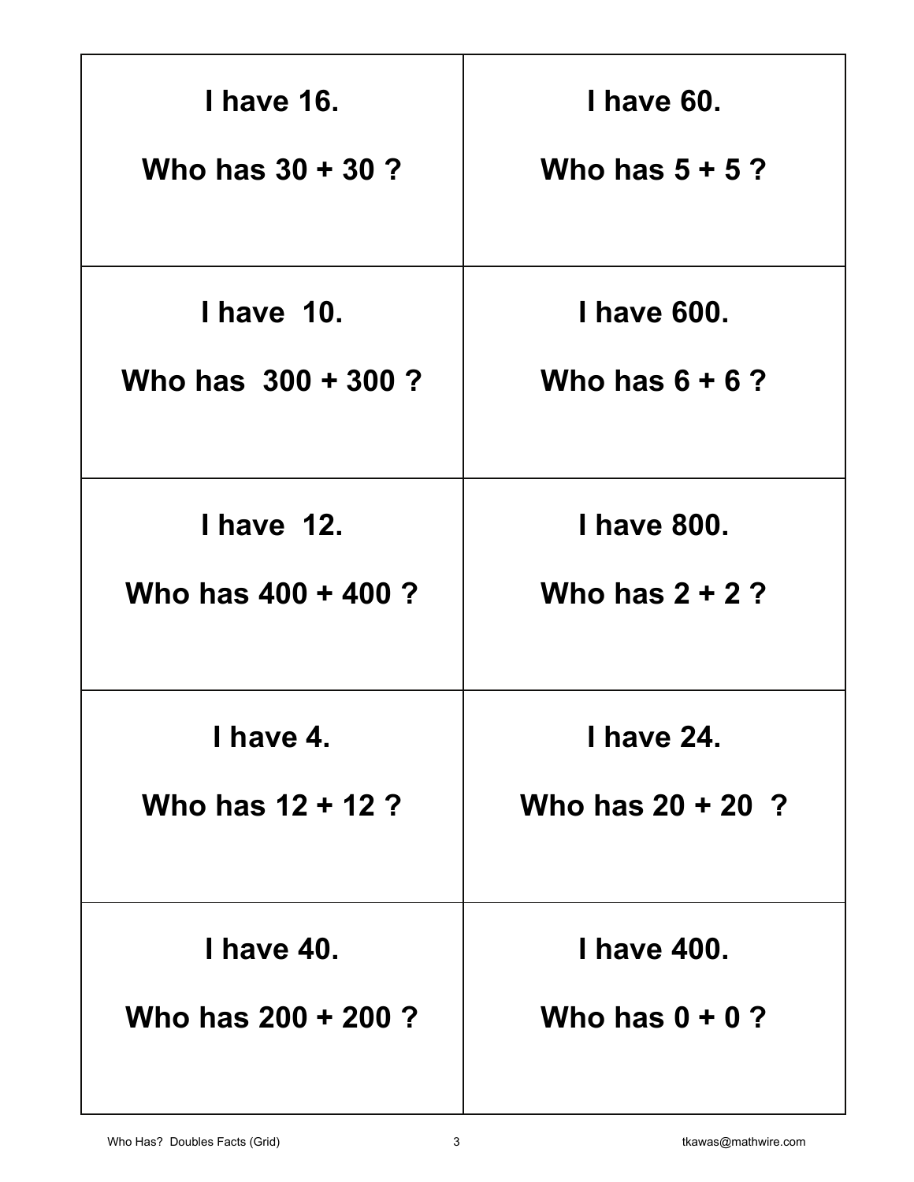| | |
|---|---|
| **I have 16.**<br><br>**Who has 30 + 30 ?** | **I have 60.**<br><br>**Who has 5 + 5 ?** |
| **I have 10.**<br><br>**Who has 300 + 300 ?** | **I have 600.**<br><br>**Who has 6 + 6 ?** |
| **I have 12.**<br><br>**Who has 400 + 400 ?** | **I have 800.**<br><br>**Who has 2 + 2 ?** |
| **I have 4.**<br><br>**Who has 12 + 12 ?** | **I have 24.**<br><br>**Who has 20 + 20 ?** |
| **I have 40.**<br><br>**Who has 200 + 200 ?** | **I have 400.**<br><br>**Who has 0 + 0 ?** |